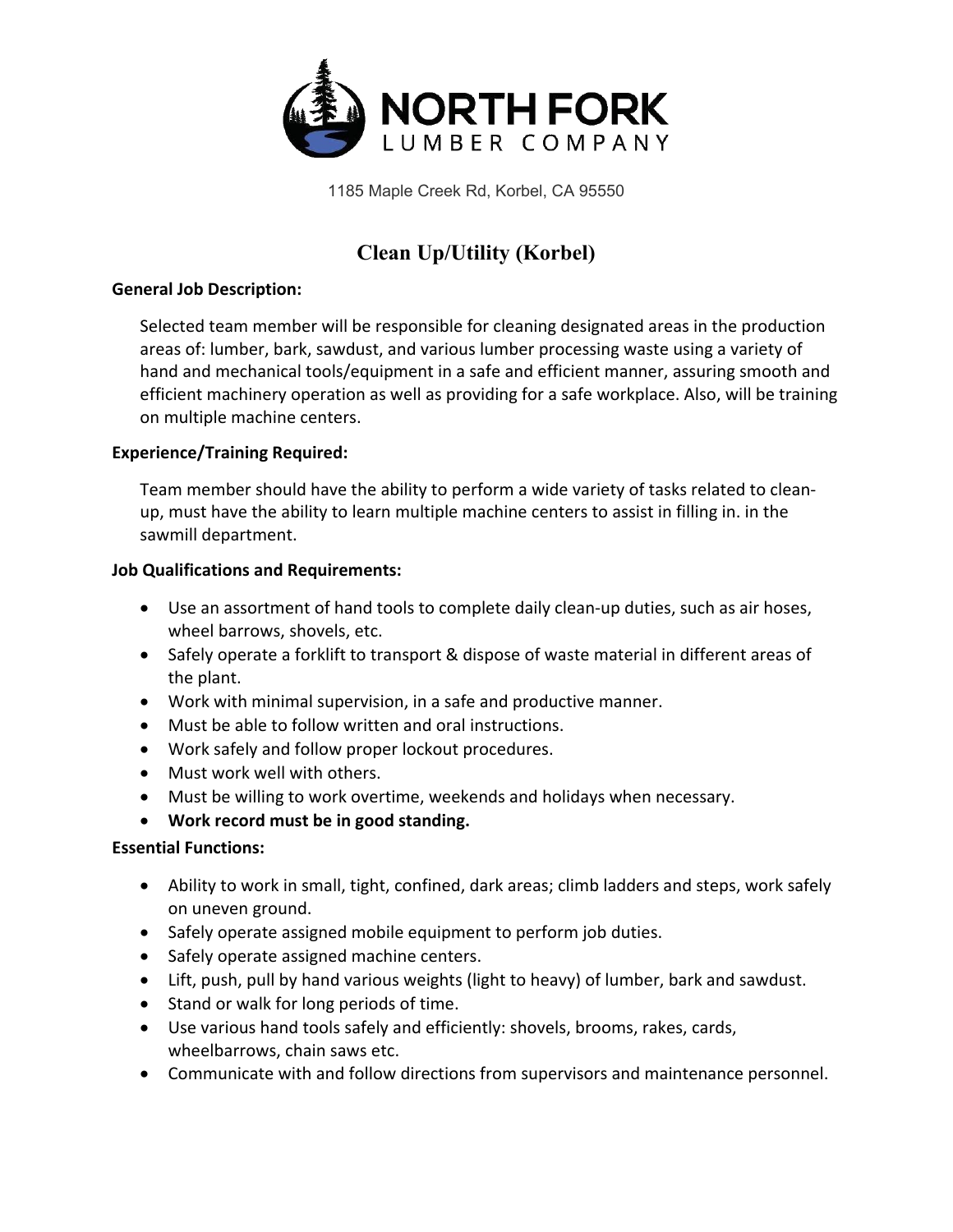# NORTH FORK LUMBER COMPANY

1185 Maple Creek Rd, Korbel, CA 95550

## Clean Up/Utility (Korbel)

**General Job Description:**

Selected team member will be responsible for cleaning designated areas in the production areas of: lumber, bark, sawdust, and various lumber processing waste using a variety of hand and mechanical tools/equipment in a safe and efficient manner, assuring smooth and efficient machinery operation as well as providing for a safe workplace. Also, will be training on multiple machine centers.

**Experience/Training Required:**

Team member should have the ability to perform a wide variety of tasks related to clean-up, must have the ability to learn multiple machine centers to assist in filling in. in the sawmill department.

**Job Qualifications and Requirements:**

- Use an assortment of hand tools to complete daily clean-up duties, such as air hoses, wheel barrows, shovels, etc.
- Safely operate a forklift to transport & dispose of waste material in different areas of the plant.
- Work with minimal supervision, in a safe and productive manner.
- Must be able to follow written and oral instructions.
- Work safely and follow proper lockout procedures.
- Must work well with others.
- Must be willing to work overtime, weekends and holidays when necessary.
- **Work record must be in good standing.**

**Essential Functions:**

- Ability to work in small, tight, confined, dark areas; climb ladders and steps, work safely on uneven ground.
- Safely operate assigned mobile equipment to perform job duties.
- Safely operate assigned machine centers.
- Lift, push, pull by hand various weights (light to heavy) of lumber, bark and sawdust.
- Stand or walk for long periods of time.
- Use various hand tools safely and efficiently: shovels, brooms, rakes, cards, wheelbarrows, chain saws etc.
- Communicate with and follow directions from supervisors and maintenance personnel.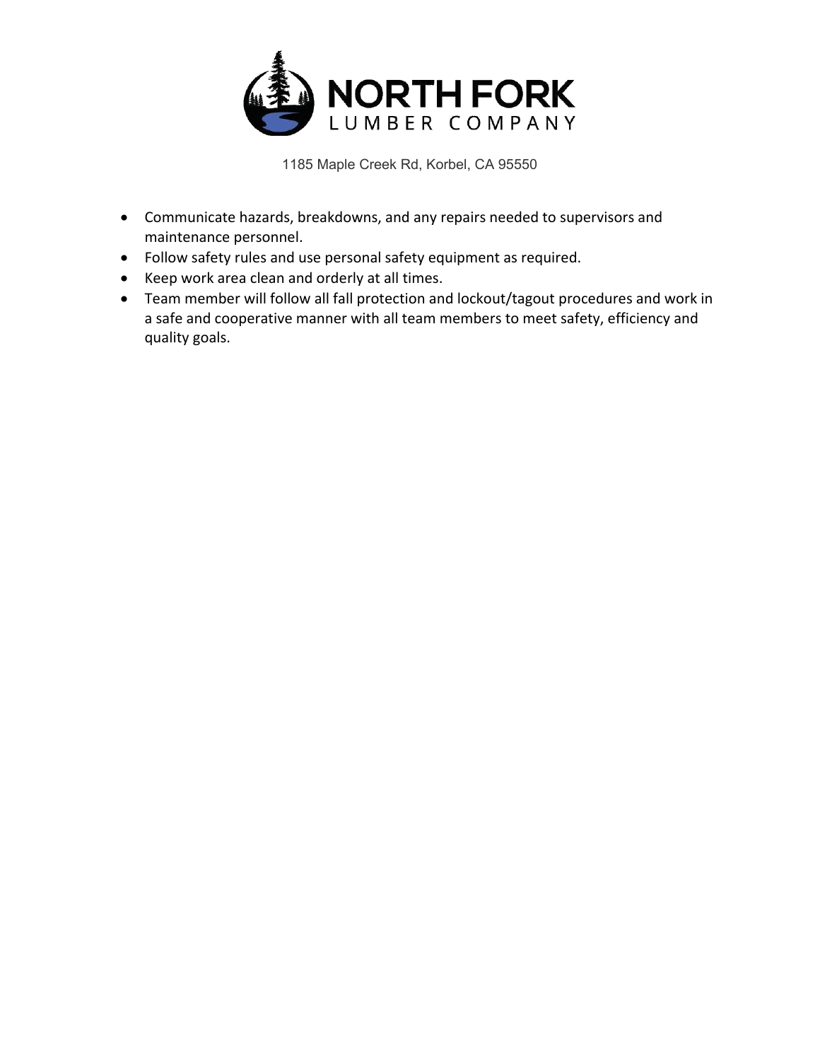- Communicate hazards, breakdowns, and any repairs needed to supervisors and maintenance personnel.
- Follow safety rules and use personal safety equipment as required.
- Keep work area clean and orderly at all times.
- Team member will follow all fall protection and lockout/tagout procedures and work in a safe and cooperative manner with all team members to meet safety, efficiency and quality goals.